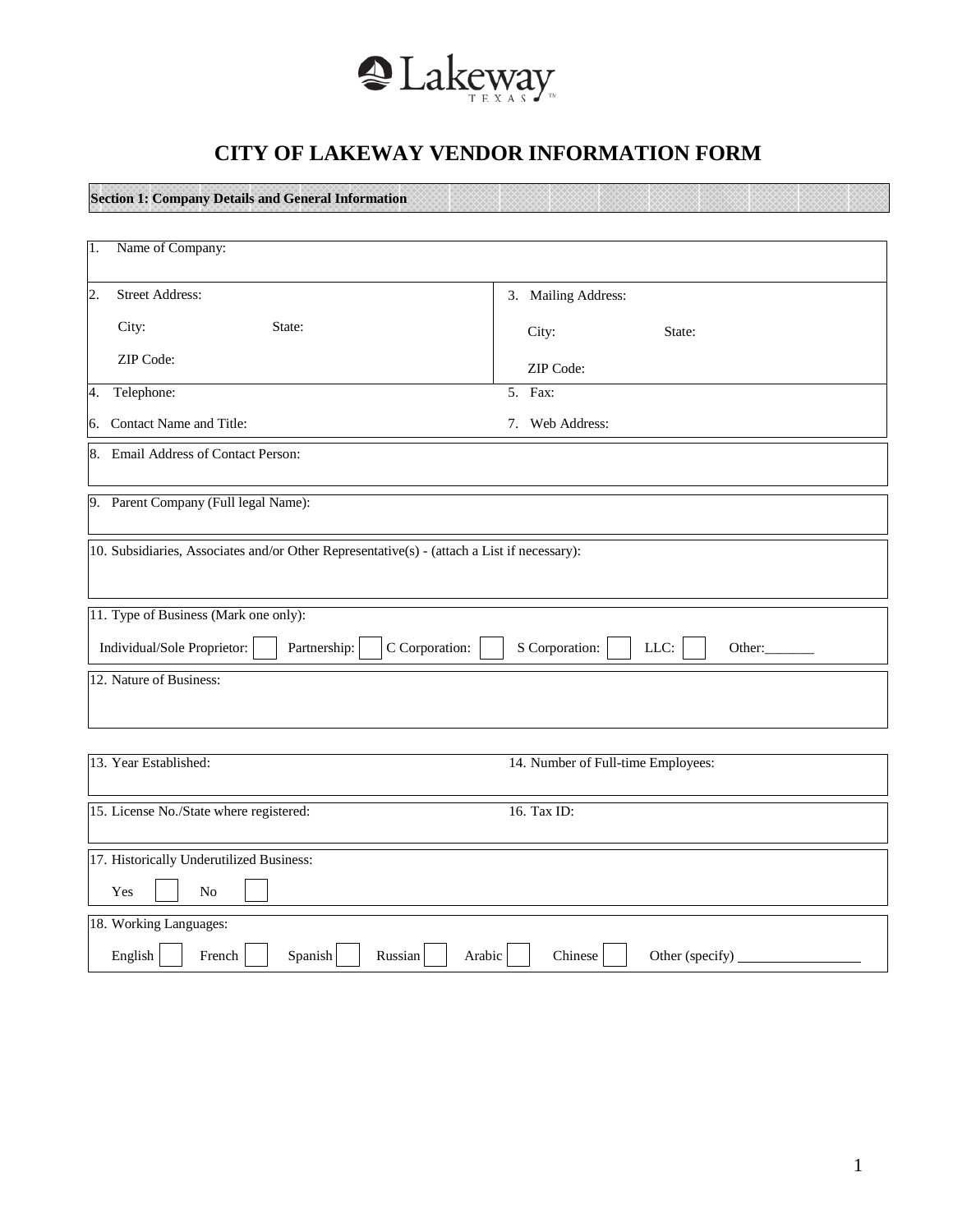Lakeway TEXAS

# CITY OF LAKEWAY VENDOR INFORMATION FORM

**Section 1: Company Details and General Information**

1. Name of Company:

2. Street Address:

   City: State:

   ZIP Code:

3. Mailing Address:

   City: State:

   ZIP Code:

4. Telephone:

5. Fax:

6. Contact Name and Title:

7. Web Address:

8. Email Address of Contact Person:

9. Parent Company (Full legal Name):

10. Subsidiaries, Associates and/or Other Representative(s) - (attach a List if necessary):

11. Type of Business (Mark one only):

    Individual/Sole Proprietor: ☐ Partnership: ☐ C Corporation: ☐ S Corporation: ☐ LLC: ☐ Other:_______

12. Nature of Business:

13. Year Established:

14. Number of Full-time Employees:

15. License No./State where registered:

16. Tax ID:

17. Historically Underutilized Business:

    Yes ☐ No ☐

18. Working Languages:

    English ☐ French ☐ Spanish ☐ Russian ☐ Arabic ☐ Chinese ☐ Other (specify) _________________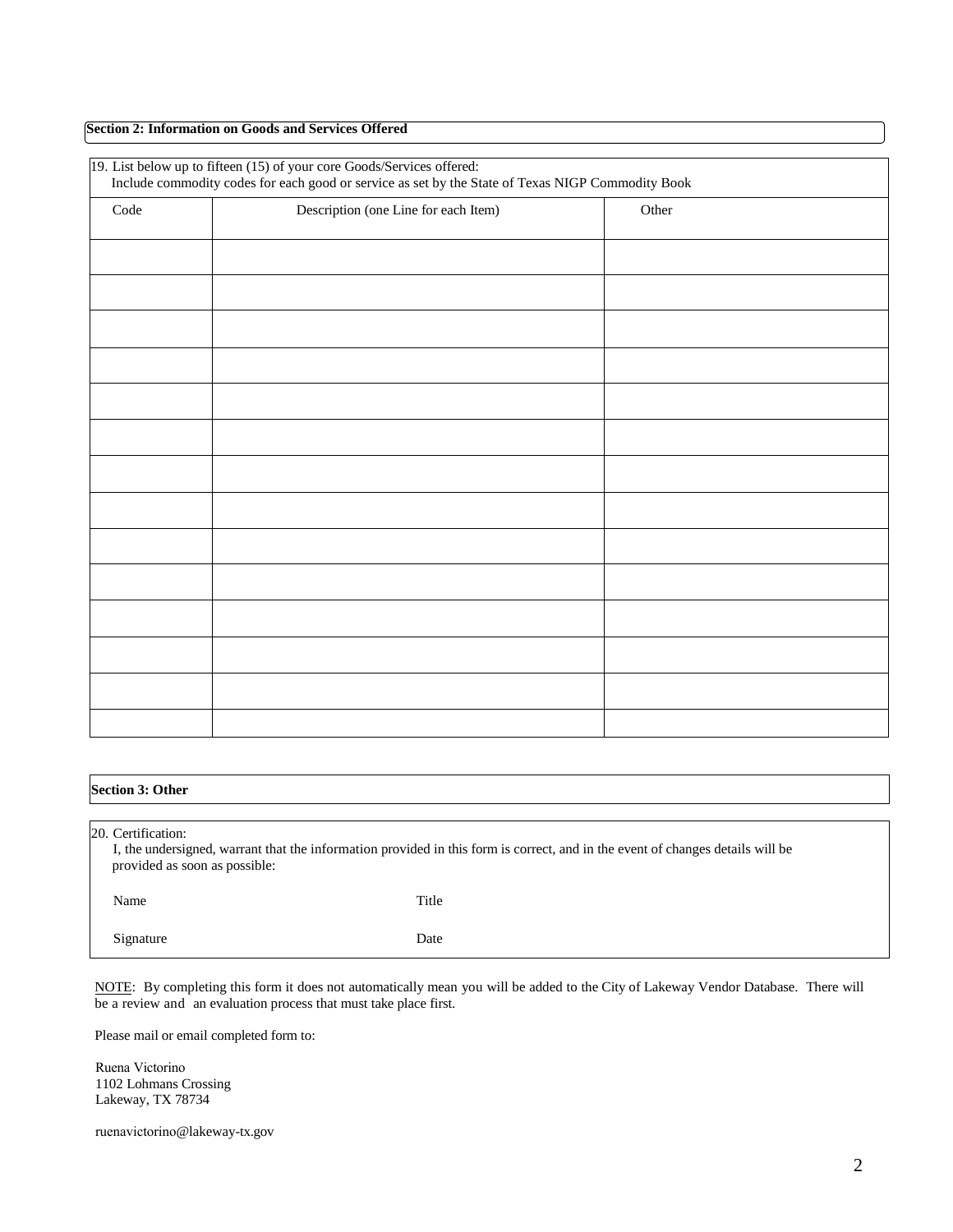**Section 2: Information on Goods and Services Offered**

19. List below up to fifteen (15) of your core Goods/Services offered:
    Include commodity codes for each good or service as set by the State of Texas NIGP Commodity Book

| Code | Description (one Line for each Item) | Other |
|---|---|---|
| | | |
| | | |
| | | |
| | | |
| | | |
| | | |
| | | |
| | | |
| | | |
| | | |
| | | |
| | | |
| | | |
| | | |

**Section 3: Other**

20. Certification:
    I, the undersigned, warrant that the information provided in this form is correct, and in the event of changes details will be provided as soon as possible:

Name                    Title

Signature                    Date

NOTE: By completing this form it does not automatically mean you will be added to the City of Lakeway Vendor Database. There will be a review and an evaluation process that must take place first.

Please mail or email completed form to:

Ruena Victorino
1102 Lohmans Crossing
Lakeway, TX 78734

ruenavictorino@lakeway-tx.gov